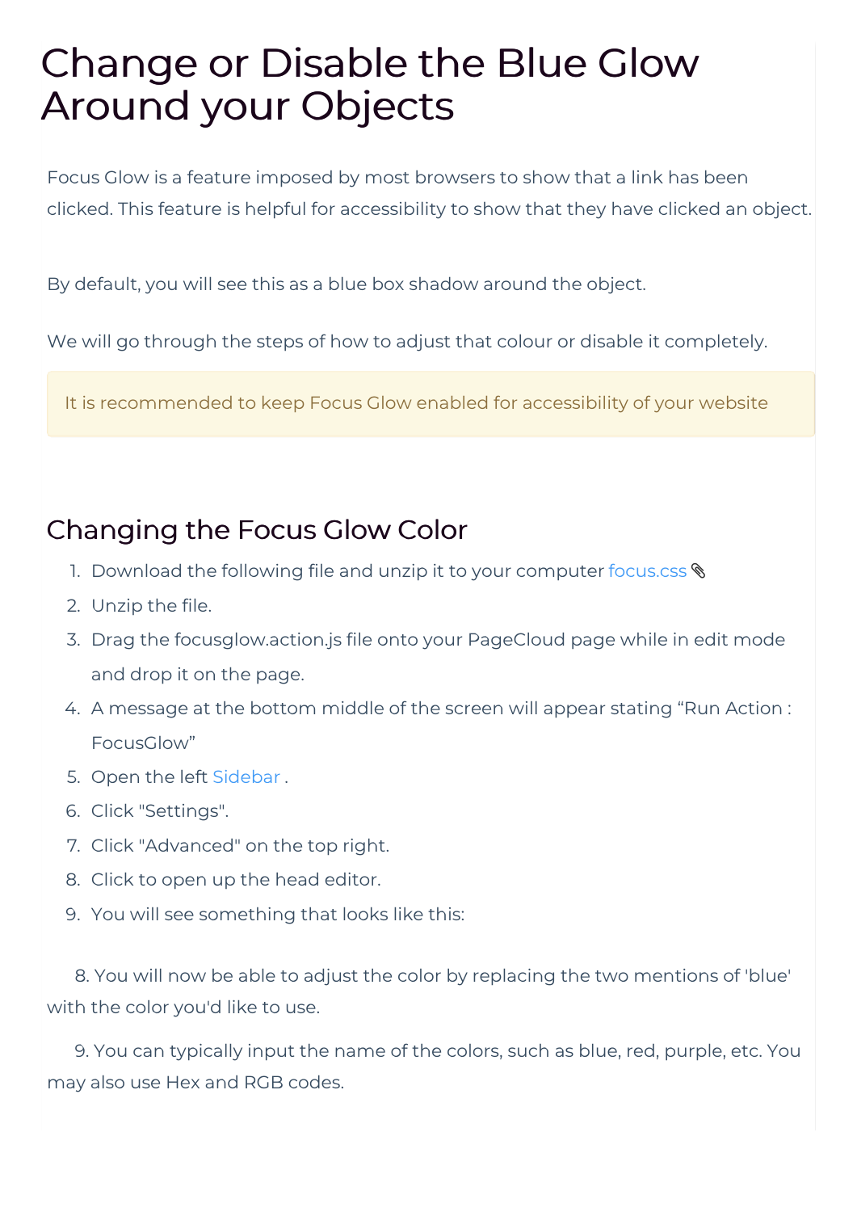# Change or Disable the Blue Glow Around your Objects

Focus Glow is a feature imposed by most browsers to show that a link has been clicked. This feature is helpful for accessibility to show that they have clicked an object.

By default, you will see this as a blue box shadow around the object.

We will go through the steps of how to adjust that colour or disable it completely.

> It is recommended to keep Focus Glow enabled for accessibility of your website

## Changing the Focus Glow Color

1. Download the following file and unzip it to your computer focus.css 📎
2. Unzip the file.
3. Drag the focusglow.action.js file onto your PageCloud page while in edit mode and drop it on the page.
4. A message at the bottom middle of the screen will appear stating “Run Action : FocusGlow”
5. Open the left Sidebar .
6. Click "Settings".
7. Click "Advanced" on the top right.
8. Click to open up the head editor.
9. You will see something that looks like this:

8. You will now be able to adjust the color by replacing the two mentions of 'blue' with the color you'd like to use.

9. You can typically input the name of the colors, such as blue, red, purple, etc. You may also use Hex and RGB codes.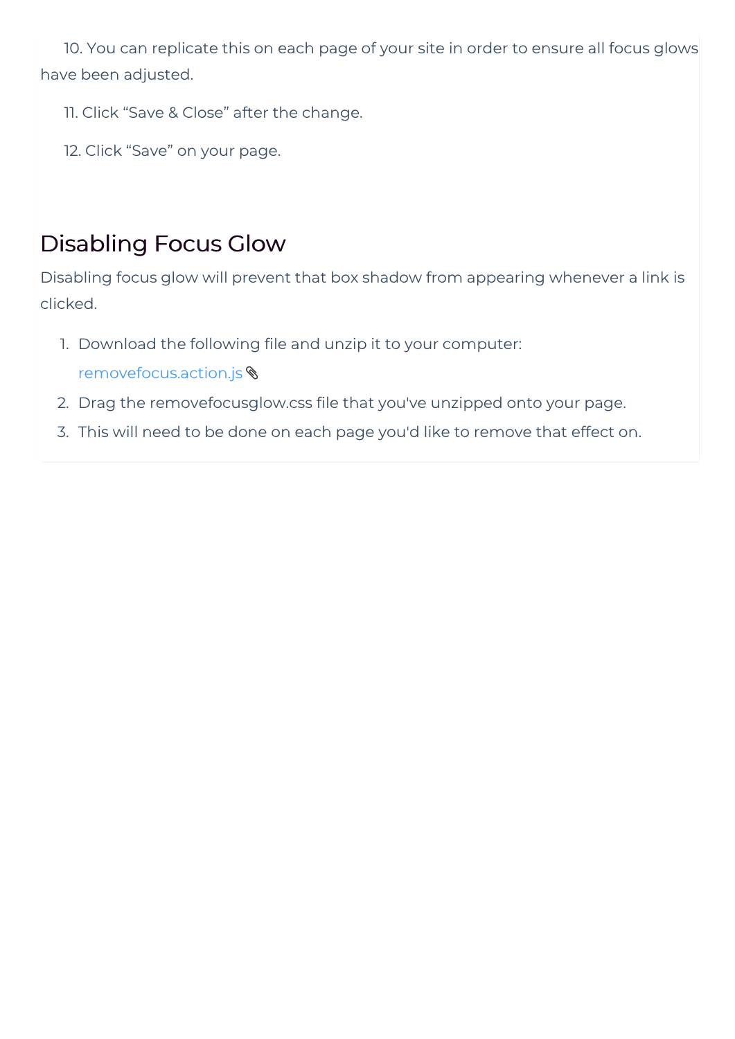10. You can replicate this on each page of your site in order to ensure all focus glows have been adjusted.

11. Click “Save & Close” after the change.

12. Click “Save” on your page.

## Disabling Focus Glow

Disabling focus glow will prevent that box shadow from appearing whenever a link is clicked.

1. Download the following file and unzip it to your computer: removefocus.action.js 📎
2. Drag the removefocusglow.css file that you've unzipped onto your page.
3. This will need to be done on each page you'd like to remove that effect on.